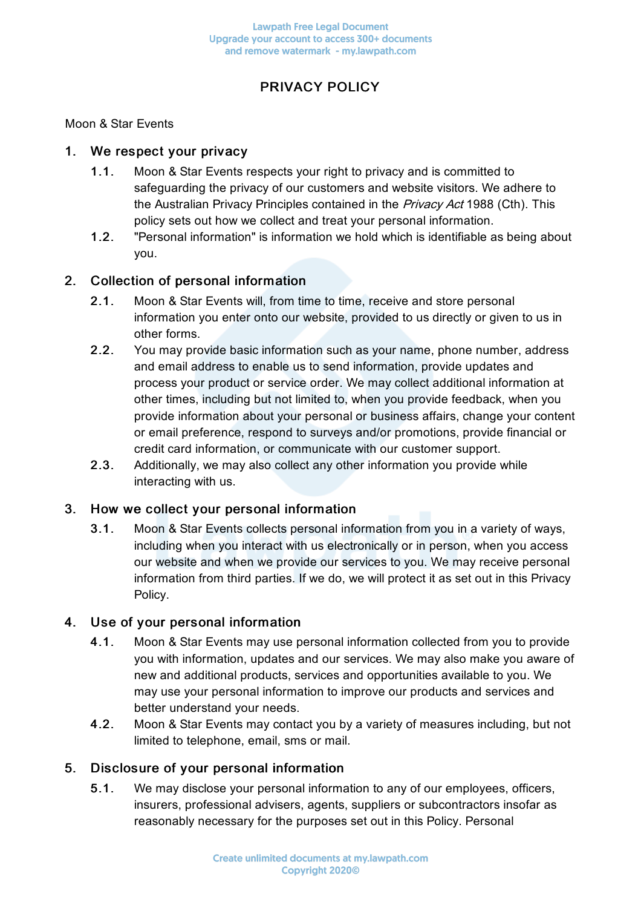# PRIVACY POLICY

Moon & Star Events

## 1. We respect your privacy

1.1. Moon & Star Events respects your right to privacy and is committed to safeguarding the privacy of our customers and website visitors. We adhere to the Australian Privacy Principles contained in the *Privacy Act* 1988 (Cth). This policy sets out how we collect and treat your personal information.

1.2. "Personal information" is information we hold which is identifiable as being about you.

## 2. Collection of personal information

2.1. Moon & Star Events will, from time to time, receive and store personal information you enter onto our website, provided to us directly or given to us in other forms.

2.2. You may provide basic information such as your name, phone number, address and email address to enable us to send information, provide updates and process your product or service order. We may collect additional information at other times, including but not limited to, when you provide feedback, when you provide information about your personal or business affairs, change your content or email preference, respond to surveys and/or promotions, provide financial or credit card information, or communicate with our customer support.

2.3. Additionally, we may also collect any other information you provide while interacting with us.

## 3. How we collect your personal information

3.1. Moon & Star Events collects personal information from you in a variety of ways, including when you interact with us electronically or in person, when you access our website and when we provide our services to you. We may receive personal information from third parties. If we do, we will protect it as set out in this Privacy Policy.

## 4. Use of your personal information

4.1. Moon & Star Events may use personal information collected from you to provide you with information, updates and our services. We may also make you aware of new and additional products, services and opportunities available to you. We may use your personal information to improve our products and services and better understand your needs.

4.2. Moon & Star Events may contact you by a variety of measures including, but not limited to telephone, email, sms or mail.

## 5. Disclosure of your personal information

5.1. We may disclose your personal information to any of our employees, officers, insurers, professional advisers, agents, suppliers or subcontractors insofar as reasonably necessary for the purposes set out in this Policy. Personal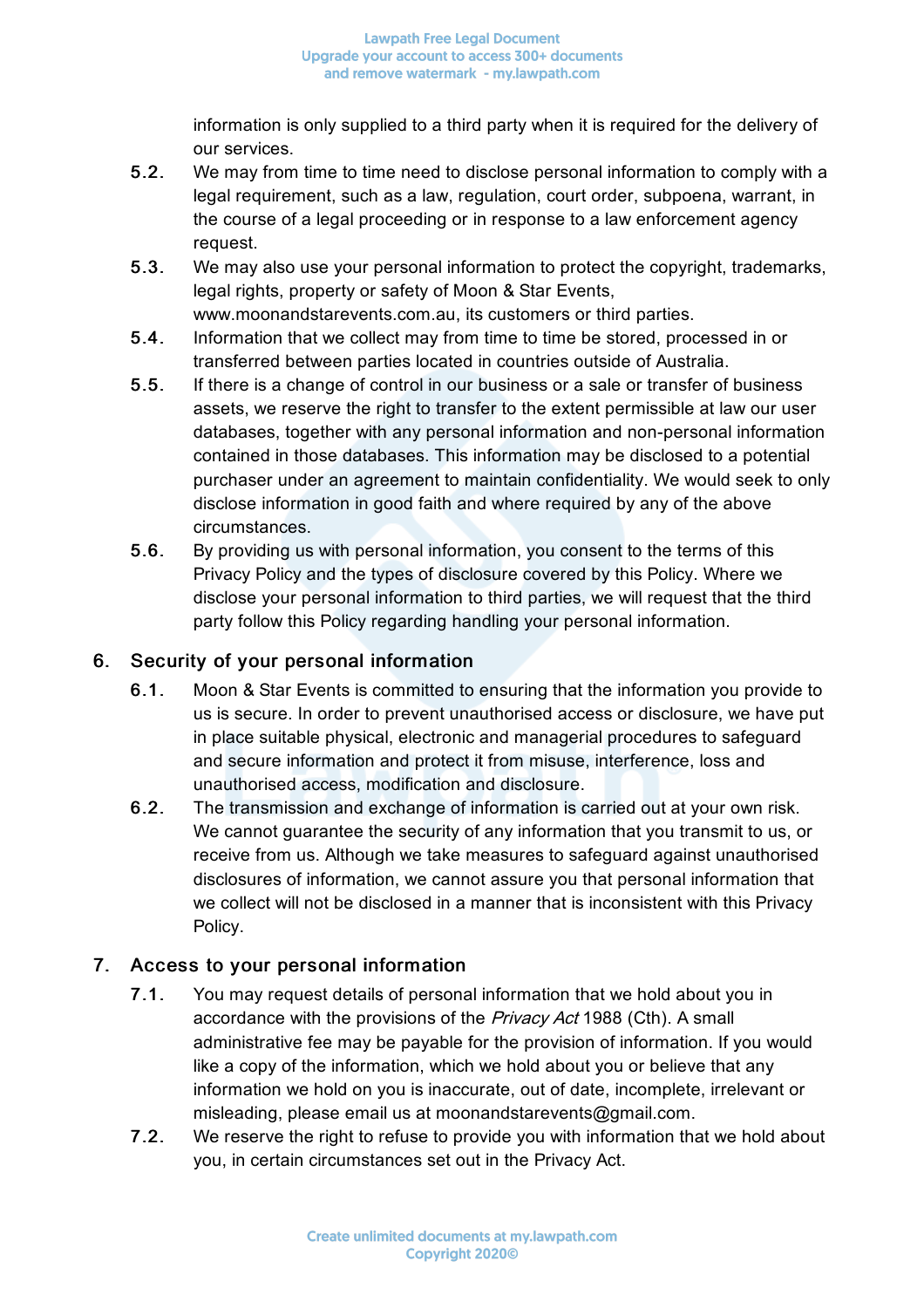information is only supplied to a third party when it is required for the delivery of our services.

5.2. We may from time to time need to disclose personal information to comply with a legal requirement, such as a law, regulation, court order, subpoena, warrant, in the course of a legal proceeding or in response to a law enforcement agency request.

5.3. We may also use your personal information to protect the copyright, trademarks, legal rights, property or safety of Moon & Star Events, www.moonandstarevents.com.au, its customers or third parties.

5.4. Information that we collect may from time to time be stored, processed in or transferred between parties located in countries outside of Australia.

5.5. If there is a change of control in our business or a sale or transfer of business assets, we reserve the right to transfer to the extent permissible at law our user databases, together with any personal information and non-personal information contained in those databases. This information may be disclosed to a potential purchaser under an agreement to maintain confidentiality. We would seek to only disclose information in good faith and where required by any of the above circumstances.

5.6. By providing us with personal information, you consent to the terms of this Privacy Policy and the types of disclosure covered by this Policy. Where we disclose your personal information to third parties, we will request that the third party follow this Policy regarding handling your personal information.

## 6. Security of your personal information

6.1. Moon & Star Events is committed to ensuring that the information you provide to us is secure. In order to prevent unauthorised access or disclosure, we have put in place suitable physical, electronic and managerial procedures to safeguard and secure information and protect it from misuse, interference, loss and unauthorised access, modification and disclosure.

6.2. The transmission and exchange of information is carried out at your own risk. We cannot guarantee the security of any information that you transmit to us, or receive from us. Although we take measures to safeguard against unauthorised disclosures of information, we cannot assure you that personal information that we collect will not be disclosed in a manner that is inconsistent with this Privacy Policy.

## 7. Access to your personal information

7.1. You may request details of personal information that we hold about you in accordance with the provisions of the *Privacy Act* 1988 (Cth). A small administrative fee may be payable for the provision of information. If you would like a copy of the information, which we hold about you or believe that any information we hold on you is inaccurate, out of date, incomplete, irrelevant or misleading, please email us at moonandstarevents@gmail.com.

7.2. We reserve the right to refuse to provide you with information that we hold about you, in certain circumstances set out in the Privacy Act.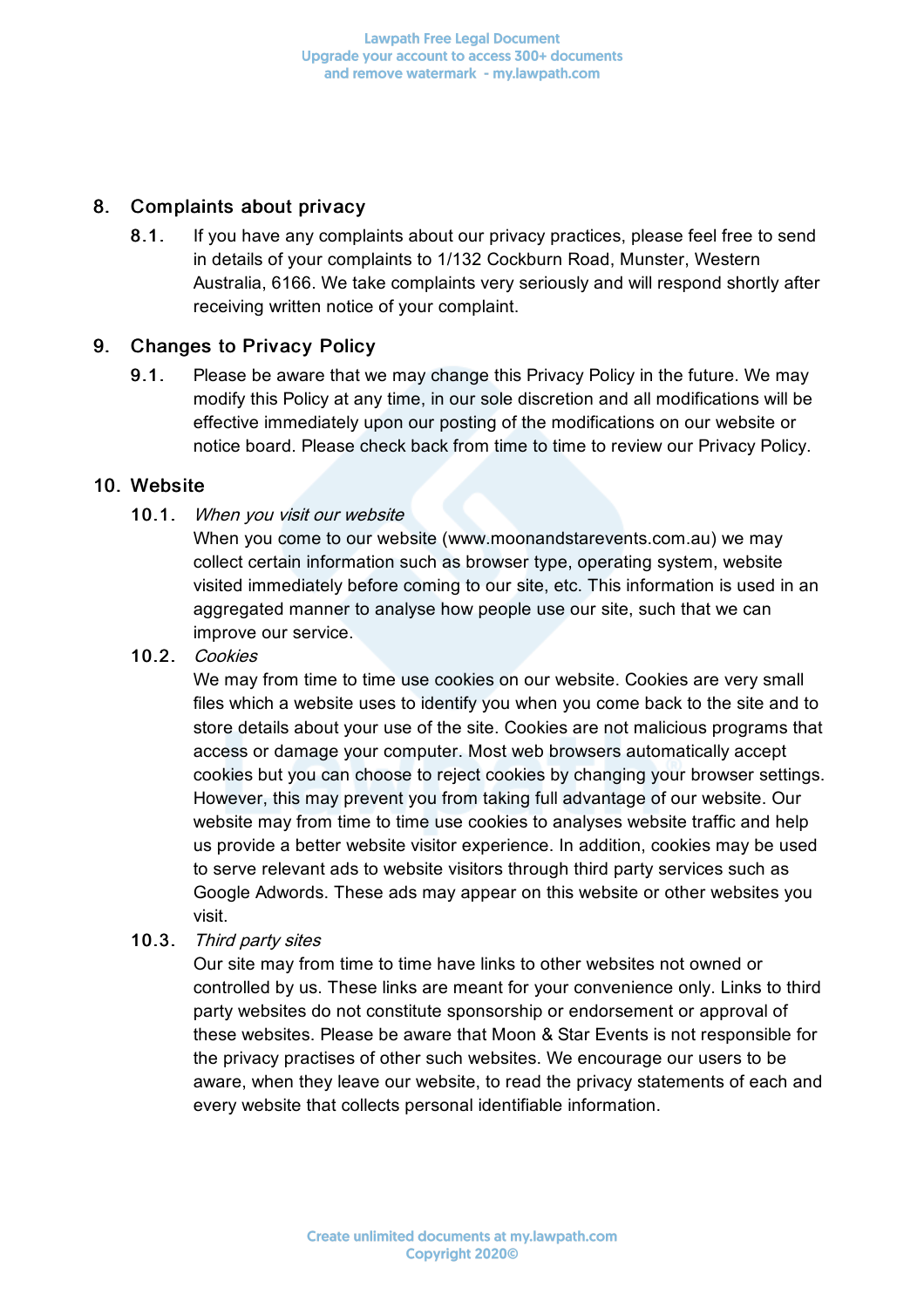## 8. Complaints about privacy

**8.1.** If you have any complaints about our privacy practices, please feel free to send in details of your complaints to 1/132 Cockburn Road, Munster, Western Australia, 6166. We take complaints very seriously and will respond shortly after receiving written notice of your complaint.

## 9. Changes to Privacy Policy

**9.1.** Please be aware that we may change this Privacy Policy in the future. We may modify this Policy at any time, in our sole discretion and all modifications will be effective immediately upon our posting of the modifications on our website or notice board. Please check back from time to time to review our Privacy Policy.

## 10. Website

**10.1.** *When you visit our website*

When you come to our website (www.moonandstarevents.com.au) we may collect certain information such as browser type, operating system, website visited immediately before coming to our site, etc. This information is used in an aggregated manner to analyse how people use our site, such that we can improve our service.

**10.2.** *Cookies*

We may from time to time use cookies on our website. Cookies are very small files which a website uses to identify you when you come back to the site and to store details about your use of the site. Cookies are not malicious programs that access or damage your computer. Most web browsers automatically accept cookies but you can choose to reject cookies by changing your browser settings. However, this may prevent you from taking full advantage of our website. Our website may from time to time use cookies to analyses website traffic and help us provide a better website visitor experience. In addition, cookies may be used to serve relevant ads to website visitors through third party services such as Google Adwords. These ads may appear on this website or other websites you visit.

**10.3.** *Third party sites*

Our site may from time to time have links to other websites not owned or controlled by us. These links are meant for your convenience only. Links to third party websites do not constitute sponsorship or endorsement or approval of these websites. Please be aware that Moon & Star Events is not responsible for the privacy practises of other such websites. We encourage our users to be aware, when they leave our website, to read the privacy statements of each and every website that collects personal identifiable information.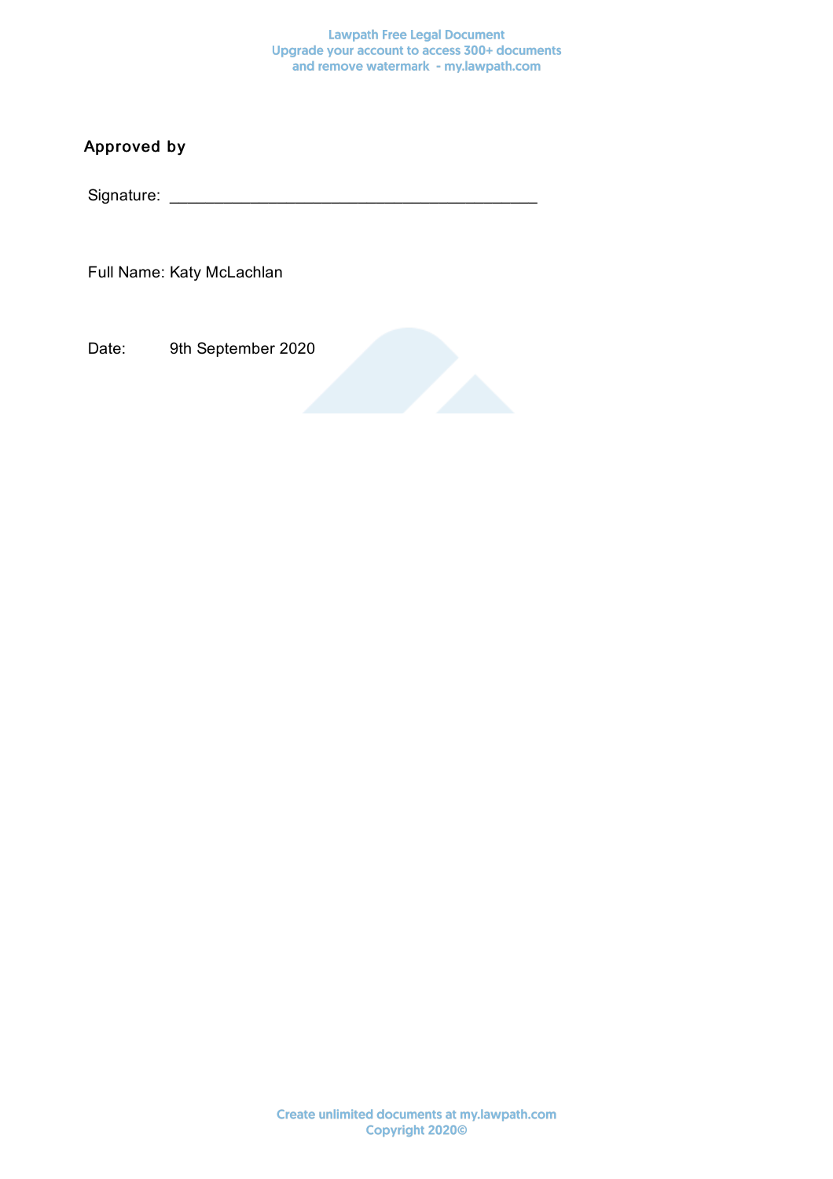**Approved by**

Signature: ___________________________________________

Full Name: Katy McLachlan

Date: 9th September 2020